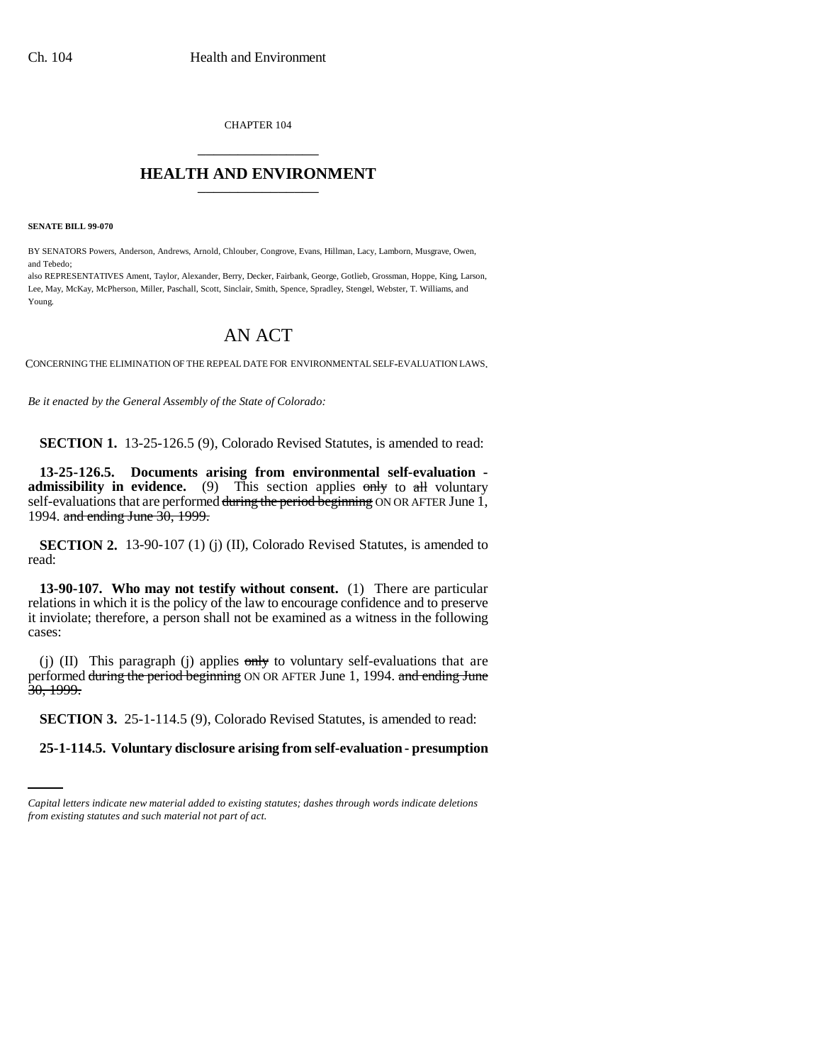CHAPTER 104

# HEALTH AND ENVIRONMENT

**SENATE BILL 99-070**

BY SENATORS Powers, Anderson, Andrews, Arnold, Chlouber, Congrove, Evans, Hillman, Lacy, Lamborn, Musgrave, Owen, and Tebedo;

also REPRESENTATIVES Ament, Taylor, Alexander, Berry, Decker, Fairbank, George, Gotlieb, Grossman, Hoppe, King, Larson, Lee, May, McKay, McPherson, Miller, Paschall, Scott, Sinclair, Smith, Spence, Spradley, Stengel, Webster, T. Williams, and Young.

## AN ACT

CONCERNING THE ELIMINATION OF THE REPEAL DATE FOR ENVIRONMENTAL SELF-EVALUATION LAWS.

*Be it enacted by the General Assembly of the State of Colorado:*

**SECTION 1.** 13-25-126.5 (9), Colorado Revised Statutes, is amended to read:

**13-25-126.5. Documents arising from environmental self-evaluation - admissibility in evidence.** (9) This section applies ~~only~~ to ~~all~~ voluntary self-evaluations that are performed ~~during the period beginning~~ ON OR AFTER June 1, 1994. ~~and ending June 30, 1999.~~

**SECTION 2.** 13-90-107 (1) (j) (II), Colorado Revised Statutes, is amended to read:

**13-90-107. Who may not testify without consent.** (1) There are particular relations in which it is the policy of the law to encourage confidence and to preserve it inviolate; therefore, a person shall not be examined as a witness in the following cases:

(j) (II) This paragraph (j) applies ~~only~~ to voluntary self-evaluations that are performed ~~during the period beginning~~ ON OR AFTER June 1, 1994. ~~and ending June 30, 1999.~~

**SECTION 3.** 25-1-114.5 (9), Colorado Revised Statutes, is amended to read:

**25-1-114.5. Voluntary disclosure arising from self-evaluation - presumption**

*Capital letters indicate new material added to existing statutes; dashes through words indicate deletions from existing statutes and such material not part of act.*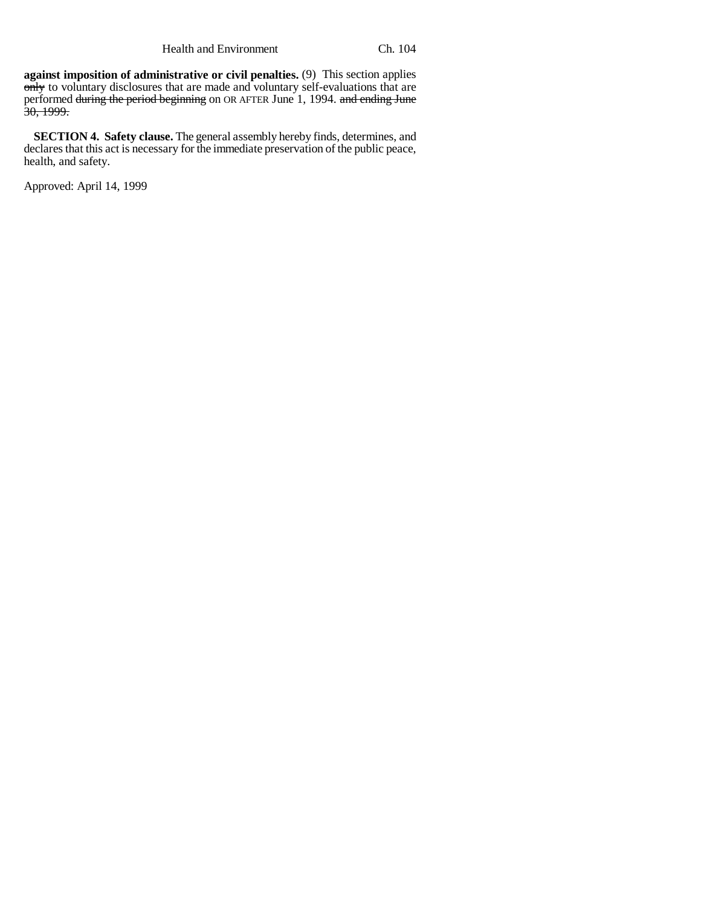**against imposition of administrative or civil penalties.** (9) This section applies ~~only~~ to voluntary disclosures that are made and voluntary self-evaluations that are performed ~~during the period beginning~~ on OR AFTER June 1, 1994. ~~and ending June 30, 1999.~~

**SECTION 4. Safety clause.** The general assembly hereby finds, determines, and declares that this act is necessary for the immediate preservation of the public peace, health, and safety.

Approved: April 14, 1999